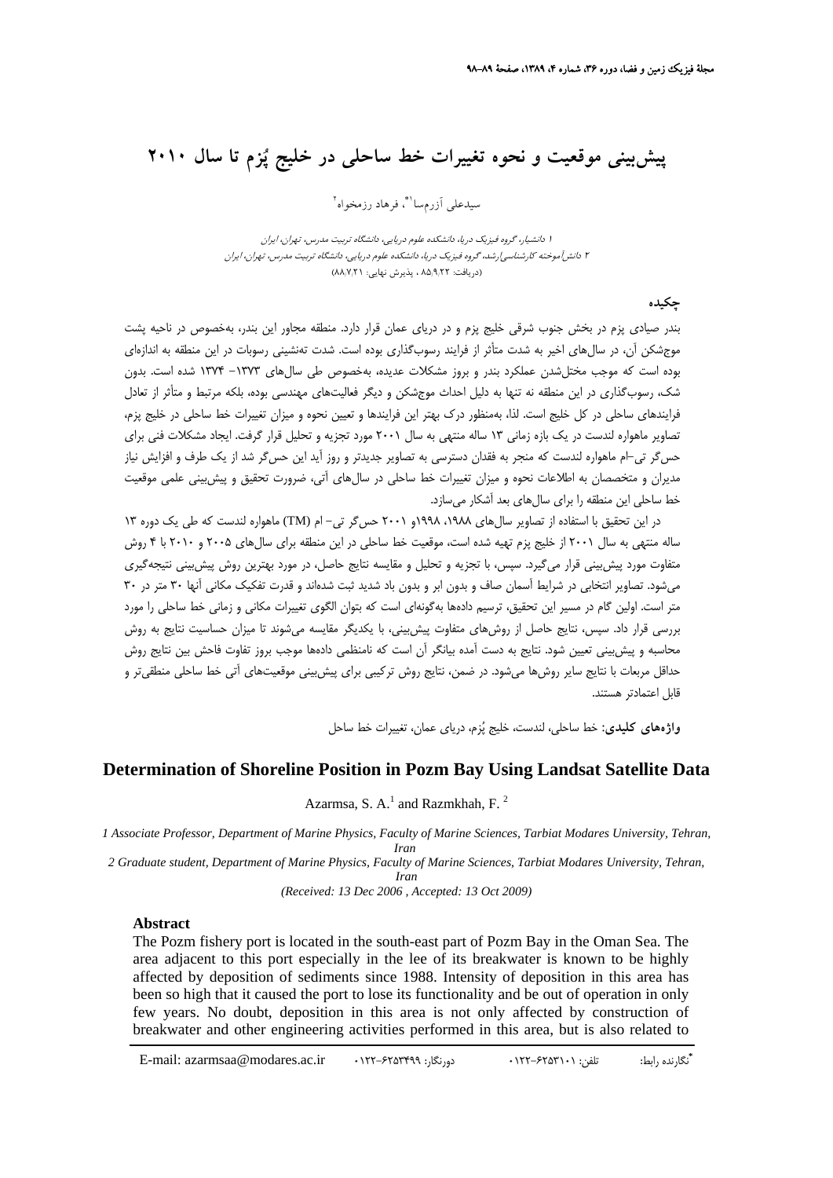# پیش‌بینی موقعیت و نحوه تغییرات خط ساحلی در خلیج پُزم تا سال ۲۰۱۰

سیدعلی آزرم‌سا[1]*، فرهاد رزمخواه[2]

[1] دانشیار، گروه فیزیک دریا، دانشکده علوم دریایی، دانشگاه تربیت مدرس، تهران، ایران

[2] دانش‌آموخته کارشناسی‌ارشد، گروه فیزیک دریا، دانشکده علوم دریایی، دانشگاه تربیت مدرس، تهران، ایران

(دریافت: ۸۵/۹/۲۲ ، پذیرش نهایی: ۸۸/۷/۲۱)

## چکیده

بندر صیادی پزم در بخش جنوب شرقی خلیج پزم و در دریای عمان قرار دارد. منطقه مجاور این بندر، به‌خصوص در ناحیه پشت موج‌شکن آن، در سال‌های اخیر به شدت متأثر از فرایند رسوب‌گذاری بوده است. شدت ته‌نشینی رسوبات در این منطقه به اندازه‌ای بوده است که موجب مختل‌شدن عملکرد بندر و بروز مشکلات عدیده، به‌خصوص طی سال‌های ۱۳۷۳- ۱۳۷۴ شده است. بدون شک، رسوب‌گذاری در این منطقه نه تنها به دلیل احداث موج‌شکن و دیگر فعالیت‌های مهندسی بوده، بلکه مرتبط و متأثر از تعادل فرایندهای ساحلی در کل خلیج است. لذا، به‌منظور درک بهتر این فرایندها و تعیین نحوه و میزان تغییرات خط ساحلی در خلیج پزم، تصاویر ماهواره لندست در یک بازه زمانی ۱۳ ساله منتهی به سال ۲۰۰۱ مورد تجزیه و تحلیل قرار گرفت. ایجاد مشکلات فنی برای حس‌گر تی‌–ام ماهواره لندست که منجر به فقدان دسترسی به تصاویر جدیدتر و روز آید این حس‌گر شد از یک طرف و افزایش نیاز مدیران و متخصصان به اطلاعات نحوه و میزان تغییرات خط ساحلی در سال‌های آتی، ضرورت تحقیق و پیش‌بینی علمی موقعیت خط ساحلی این منطقه را برای سال‌های بعد آشکار می‌سازد.

در این تحقیق با استفاده از تصاویر سال‌های ۱۹۸۸، ۱۹۹۸و ۲۰۰۱ حس‌گر تی‌– ام (TM) ماهواره لندست که طی یک دوره ۱۳ ساله منتهی به سال ۲۰۰۱ از خلیج پزم تهیه شده است، موقعیت خط ساحلی در این منطقه برای سال‌های ۲۰۰۵ و ۲۰۱۰ با ۴ روش متفاوت مورد پیش‌بینی قرار می‌گیرد. سپس، با تجزیه و تحلیل و مقایسه نتایج حاصل، در مورد بهترین روش پیش‌بینی نتیجه‌گیری می‌شود. تصاویر انتخابی در شرایط آسمان صاف و بدون ابر و بدون باد شدید ثبت شده‌اند و قدرت تفکیک مکانی آنها ۳۰ متر در ۳۰ متر است. اولین گام در مسیر این تحقیق، ترسیم داده‌ها به‌گونه‌ای است که بتوان الگوی تغییرات مکانی و زمانی خط ساحلی را مورد بررسی قرار داد. سپس، نتایج حاصل از روش‌های متفاوت پیش‌بینی، با یکدیگر مقایسه می‌شوند تا میزان حساسیت نتایج به روش محاسبه و پیش‌بینی تعیین شود. نتایج به دست آمده بیانگر آن است که نامنظمی داده‌ها موجب بروز تفاوت فاحش بین نتایج روش حداقل مربعات با نتایج سایر روش‌ها می‌شود. در ضمن، نتایج روش ترکیبی برای پیش‌بینی موقعیت‌های آتی خط ساحلی منطقی‌تر و قابل اعتمادتر هستند.

**واژه‌های کلیدی:** خط ساحلی، لندست، خلیج پُزم، دریای عمان، تغییرات خط ساحل

## Determination of Shoreline Position in Pozm Bay Using Landsat Satellite Data

Azarmsa, S. A.[1] and Razmkhah, F. [2]

*1 Associate Professor, Department of Marine Physics, Faculty of Marine Sciences, Tarbiat Modares University, Tehran, Iran*

*2 Graduate student, Department of Marine Physics, Faculty of Marine Sciences, Tarbiat Modares University, Tehran, Iran*

*(Received: 13 Dec 2006 , Accepted: 13 Oct 2009)*

### Abstract

The Pozm fishery port is located in the south-east part of Pozm Bay in the Oman Sea. The area adjacent to this port especially in the lee of its breakwater is known to be highly affected by deposition of sediments since 1988. Intensity of deposition in this area has been so high that it caused the port to lose its functionality and be out of operation in only few years. No doubt, deposition in this area is not only affected by construction of breakwater and other engineering activities performed in this area, but is also related to

---

*نگارنده رابط: تلفن: ۶۲۵۳۱۰۱-۰۱۲۲ دورنگار: ۶۲۵۳۴۹۹-۰۱۲۲ E-mail: azarmsaa@modares.ac.ir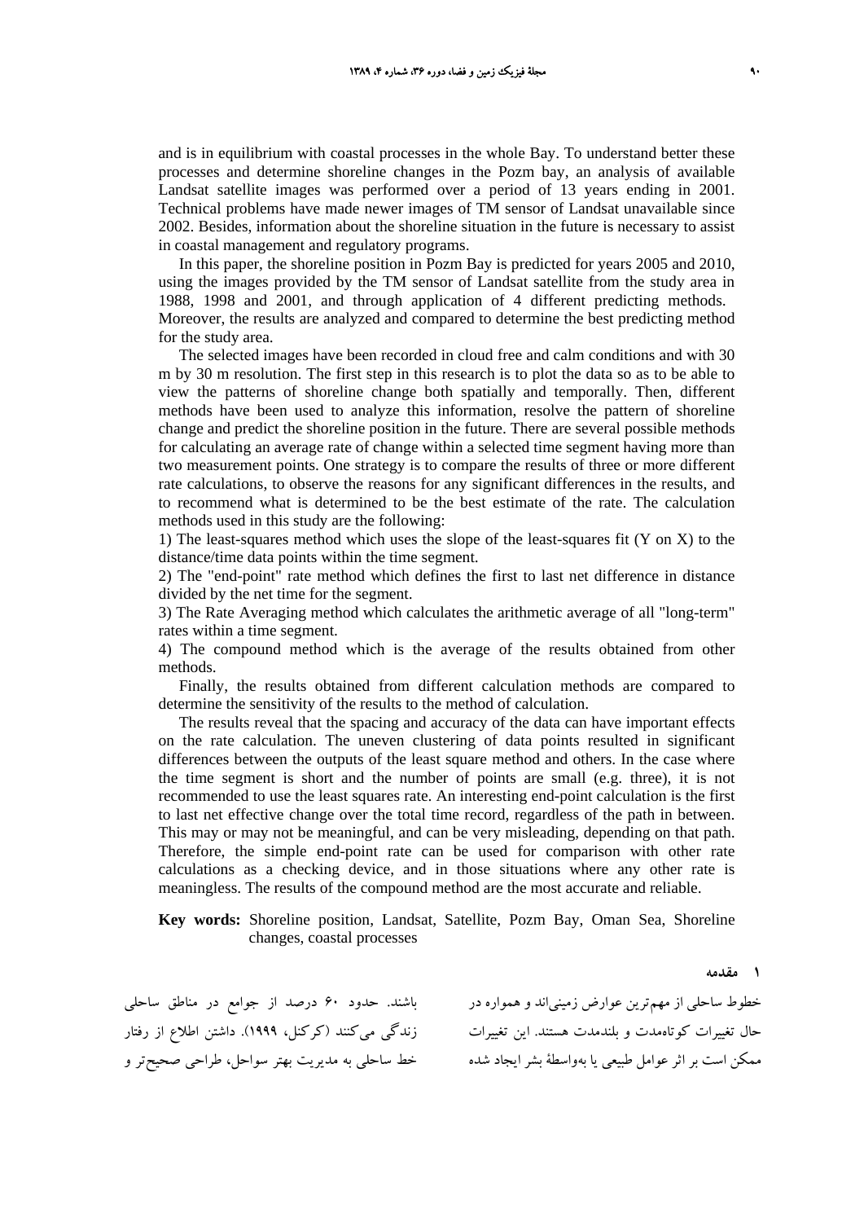and is in equilibrium with coastal processes in the whole Bay. To understand better these processes and determine shoreline changes in the Pozm bay, an analysis of available Landsat satellite images was performed over a period of 13 years ending in 2001. Technical problems have made newer images of TM sensor of Landsat unavailable since 2002. Besides, information about the shoreline situation in the future is necessary to assist in coastal management and regulatory programs.

In this paper, the shoreline position in Pozm Bay is predicted for years 2005 and 2010, using the images provided by the TM sensor of Landsat satellite from the study area in 1988, 1998 and 2001, and through application of 4 different predicting methods. Moreover, the results are analyzed and compared to determine the best predicting method for the study area.

The selected images have been recorded in cloud free and calm conditions and with 30 m by 30 m resolution. The first step in this research is to plot the data so as to be able to view the patterns of shoreline change both spatially and temporally. Then, different methods have been used to analyze this information, resolve the pattern of shoreline change and predict the shoreline position in the future. There are several possible methods for calculating an average rate of change within a selected time segment having more than two measurement points. One strategy is to compare the results of three or more different rate calculations, to observe the reasons for any significant differences in the results, and to recommend what is determined to be the best estimate of the rate. The calculation methods used in this study are the following:

1) The least-squares method which uses the slope of the least-squares fit (Y on X) to the distance/time data points within the time segment.

2) The "end-point" rate method which defines the first to last net difference in distance divided by the net time for the segment.

3) The Rate Averaging method which calculates the arithmetic average of all "long-term" rates within a time segment.

4) The compound method which is the average of the results obtained from other methods.

Finally, the results obtained from different calculation methods are compared to determine the sensitivity of the results to the method of calculation.

The results reveal that the spacing and accuracy of the data can have important effects on the rate calculation. The uneven clustering of data points resulted in significant differences between the outputs of the least square method and others. In the case where the time segment is short and the number of points are small (e.g. three), it is not recommended to use the least squares rate. An interesting end-point calculation is the first to last net effective change over the total time record, regardless of the path in between. This may or may not be meaningful, and can be very misleading, depending on that path. Therefore, the simple end-point rate can be used for comparison with other rate calculations as a checking device, and in those situations where any other rate is meaningless. The results of the compound method are the most accurate and reliable.

**Key words:** Shoreline position, Landsat, Satellite, Pozm Bay, Oman Sea, Shoreline changes, coastal processes

## ۱ مقدمه

خطوط ساحلی از مهم‌ترین عوارض زمینی‌اند و همواره در حال تغییرات کوتاه‌مدت و بلندمدت هستند. این تغییرات ممکن است بر اثر عوامل طبیعی یا به‌واسطهٔ بشر ایجاد شده باشند. حدود ۶۰ درصد از جوامع در مناطق ساحلی زندگی می‌کنند (کرکنل، ۱۹۹۹). داشتن اطلاع از رفتار خط ساحلی به مدیریت بهتر سواحل، طراحی صحیح‌تر و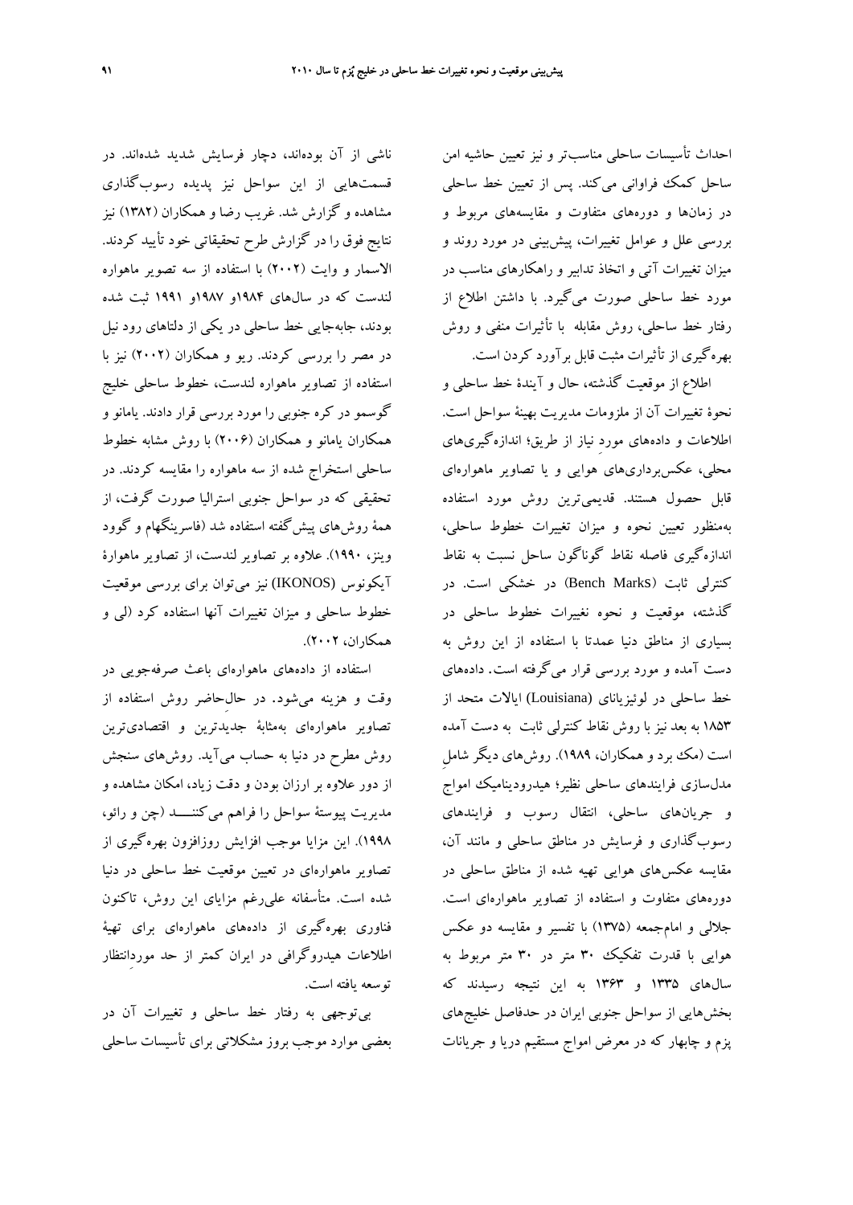احداث تأسیسات ساحلی مناسب‌تر و نیز تعیین حاشیه امن ساحل کمک فراوانی می‌کند. پس از تعیین خط ساحلی در زمان‌ها و دوره‌های متفاوت و مقایسه‌های مربوط و بررسی علل و عوامل تغییرات، پیش‌بینی در مورد روند و میزان تغییرات آتی و اتخاذ تدابیر و راهکارهای مناسب در مورد خط ساحلی صورت می‌گیرد. با داشتن اطلاع از رفتار خط ساحلی، روش مقابله با تأثیرات منفی و روش بهره‌گیری از تأثیرات مثبت قابل برآورد کردن است.

اطلاع از موقعیت گذشته، حال و آیندهٔ خط ساحلی و نحوهٔ تغییرات آن از ملزومات مدیریت بهینهٔ سواحل است. اطلاعات و داده‌های مورد نیاز از طریق؛ اندازه‌گیری‌های محلی، عکس‌برداری‌های هوایی و یا تصاویر ماهواره‌ای قابل حصول هستند. قدیمی‌ترین روش مورد استفاده به‌منظور تعیین نحوه و میزان تغییرات خطوط ساحلی، اندازه‌گیری فاصله نقاط گوناگون ساحل نسبت به نقاط کنترلی ثابت (Bench Marks) در خشکی است. در گذشته، موقعیت و نحوه نغییرات خطوط ساحلی در بسیاری از مناطق دنیا عمدتا با استفاده از این روش به دست آمده و مورد بررسی قرار می‌گرفته است. داده‌های خط ساحلی در لوئیزیانای (Louisiana) ایالات متحد از ۱۸۵۳ به بعد نیز با روش نقاط کنترلی ثابت به دست آمده است (مک برد و همکاران، ۱۹۸۹). روش‌های دیگر شامل مدل‌سازی فرایندهای ساحلی نظیر؛ هیدرودینامیک امواج و جریان‌های ساحلی، انتقال رسوب و فرایندهای رسوب‌گذاری و فرسایش در مناطق ساحلی و مانند آن، مقایسه عکس‌های هوایی تهیه شده از مناطق ساحلی در دوره‌های متفاوت و استفاده از تصاویر ماهواره‌ای است. جلالی و امام‌جمعه (۱۳۷۵) با تفسیر و مقایسه دو عکس هوایی با قدرت تفکیک ۳۰ متر در ۳۰ متر مربوط به سال‌های ۱۳۳۵ و ۱۳۶۳ به این نتیجه رسیدند که بخش‌هایی از سواحل جنوبی ایران در حدفاصل خلیج‌های پزم و چابهار که در معرض امواج مستقیم دریا و جریانات ناشی از آن بوده‌اند، دچار فرسایش شدید شده‌اند. در قسمت‌هایی از این سواحل نیز پدیده رسوب‌گذاری مشاهده و گزارش شد. غریب رضا و همکاران (۱۳۸۲) نیز نتایج فوق را در گزارش طرح تحقیقاتی خود تأیید کردند. الاسمار و وایت (۲۰۰۲) با استفاده از سه تصویر ماهواره لندست که در سال‌های ۱۹۸۴و ۱۹۸۷و ۱۹۹۱ ثبت شده بودند، جابه‌جایی خط ساحلی در یکی از دلتاهای رود نیل در مصر را بررسی کردند. ریو و همکاران (۲۰۰۲) نیز با استفاده از تصاویر ماهواره لندست، خطوط ساحلی خلیج گوسمو در کره جنوبی را مورد بررسی قرار دادند. یامانو و همکاران یامانو و همکاران (۲۰۰۶) با روش مشابه خطوط ساحلی استخراج شده از سه ماهواره را مقایسه کردند. در تحقیقی که در سواحل جنوبی استرالیا صورت گرفت، از همهٔ روش‌های پیش‌گفته استفاده شد (فاسرینگهام و گوود وینز، ۱۹۹۰). علاوه بر تصاویر لندست، از تصاویر ماهوارهٔ آیکونوس (IKONOS) نیز می‌توان برای بررسی موقعیت خطوط ساحلی و میزان تغییرات آنها استفاده کرد (لی و همکاران، ۲۰۰۲).

استفاده از داده‌های ماهواره‌ای باعث صرفه‌جویی در وقت و هزینه می‌شود. در حال‌حاضر روش استفاده از تصاویر ماهواره‌ای به‌مثابهٔ جدیدترین و اقتصادی‌ترین روش مطرح در دنیا به حساب می‌آید. روش‌های سنجش از دور علاوه بر ارزان بودن و دقت زیاد، امکان مشاهده و مدیریت پیوستهٔ سواحل را فراهم می‌کننـــد (چن و رائو، ۱۹۹۸). این مزایا موجب افزایش روزافزون بهره‌گیری از تصاویر ماهواره‌ای در تعیین موقعیت خط ساحلی در دنیا شده است. متأسفانه علی‌رغم مزایای این روش، تاکنون فناوری بهره‌گیری از داده‌های ماهواره‌ای برای تهیهٔ اطلاعات هیدروگرافی در ایران کمتر از حد موردانتظار توسعه یافته است.

بی‌توجهی به رفتار خط ساحلی و تغییرات آن در بعضی موارد موجب بروز مشکلاتی برای تأسیسات ساحلی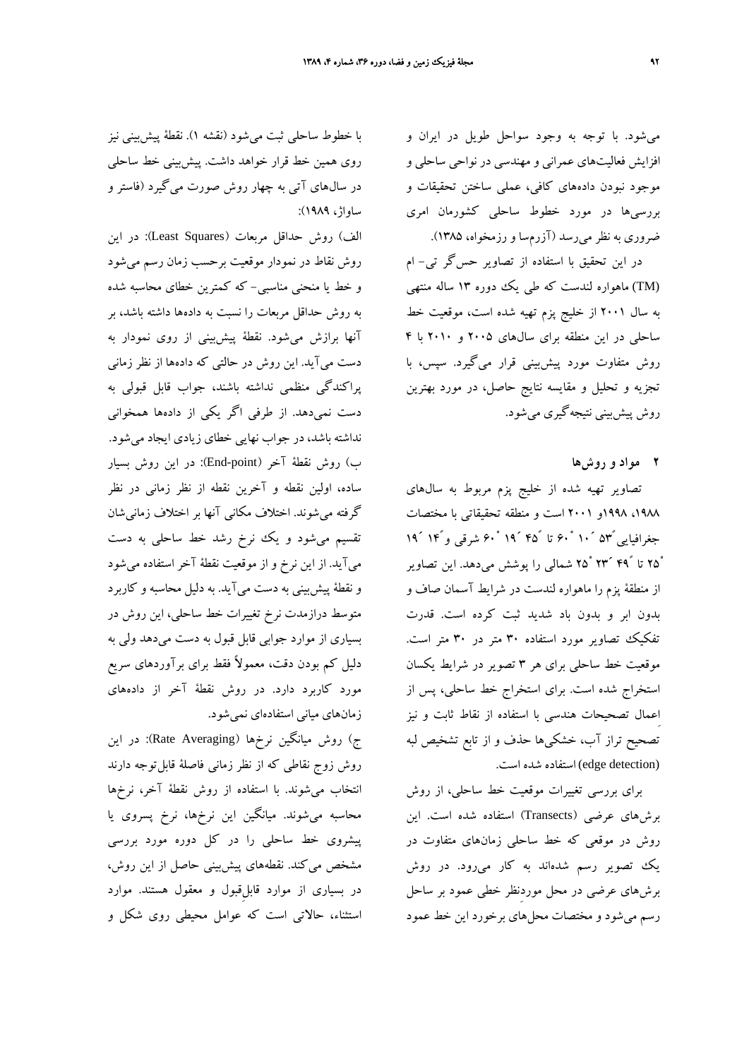می‌شود. با توجه به وجود سواحل طویل در ایران و افزایش فعالیت‌های عمرانی و مهندسی در نواحی ساحلی و موجود نبودن داده‌های کافی، عملی ساختن تحقیقات و بررسی‌ها در مورد خطوط ساحلی کشورمان امری ضروری به نظر می‌رسد (آزرم‌سا و رزمخواه، ۱۳۸۵).

در این تحقیق با استفاده از تصاویر حس‌گر تی- ام (TM) ماهواره لندست که طی یک دوره ۱۳ ساله منتهی به سال ۲۰۰۱ از خلیج پزم تهیه شده است، موقعیت خط ساحلی در این منطقه برای سال‌های ۲۰۰۵ و ۲۰۱۰ با ۴ روش متفاوت مورد پیش‌بینی قرار می‌گیرد. سپس، با تجزیه و تحلیل و مقایسه نتایج حاصل، در مورد بهترین روش پیش‌بینی نتیجه‌گیری می‌شود.

## ۲ مواد و روش‌ها

تصاویر تهیه شده از خلیج پزم مربوط به سال‌های ۱۹۸۸، ۱۹۹۸و ۲۰۰۱ است و منطقه تحقیقاتی با مختصات جغرافیایی ″۵۳ ′۱۰ °۶۰ تا ″۴۵ ′۱۹ °۶۰ شرقی و ″۱۴ ′۱۹ °۲۵ تا ″۴۹ ′۲۳ °۲۵ شمالی را پوشش می‌دهد. این تصاویر از منطقهٔ پزم را ماهواره لندست در شرایط آسمان صاف و بدون ابر و بدون باد شدید ثبت کرده است. قدرت تفکیک تصاویر مورد استفاده ۳۰ متر در ۳۰ متر است. موقعیت خط ساحلی برای هر ۳ تصویر در شرایط یکسان استخراج شده است. برای استخراج خط ساحلی، پس از اعمال تصحیحات هندسی با استفاده از نقاط ثابت و نیز تصحیح تراز آب، خشکی‌ها حذف و از تابع تشخیص لبه (edge detection) استفاده شده است.

برای بررسی تغییرات موقعیت خط ساحلی، از روش برش‌های عرضی (Transects) استفاده شده است. این روش در موقعی که خط ساحلی زمان‌های متفاوت در یک تصویر رسم شده‌اند به کار می‌رود. در روش برش‌های عرضی در محل موردنظر خطی عمود بر ساحل رسم می‌شود و مختصات محل‌های برخورد این خط عمود با خطوط ساحلی ثبت می‌شود (نقشه ۱). نقطهٔ پیش‌بینی نیز روی همین خط قرار خواهد داشت. پیش‌بینی خط ساحلی در سال‌های آتی به چهار روش صورت می‌گیرد (فاستر و ساواژ، ۱۹۸۹):

الف) روش حداقل مربعات (Least Squares): در این روش نقاط در نمودار موقعیت برحسب زمان رسم می‌شود و خط یا منحنی مناسبی- که کمترین خطای محاسبه شده به روش حداقل مربعات را نسبت به داده‌ها داشته باشد، بر آنها برازش می‌شود. نقطهٔ پیش‌بینی از روی نمودار به دست می‌آید. این روش در حالتی که داده‌ها از نظر زمانی پراکندگی منظمی نداشته باشند، جواب قابل قبولی به دست نمی‌دهد. از طرفی اگر یکی از داده‌ها همخوانی نداشته باشد، در جواب نهایی خطای زیادی ایجاد می‌شود.

ب) روش نقطهٔ آخر (End-point): در این روش بسیار ساده، اولین نقطه و آخرین نقطه از نظر زمانی در نظر گرفته می‌شوند. اختلاف مکانی آنها بر اختلاف زمانی‌شان تقسیم می‌شود و یک نرخ رشد خط ساحلی به دست می‌آید. از این نرخ و از موقعیت نقطهٔ آخر استفاده می‌شود و نقطهٔ پیش‌بینی به دست می‌آید. به دلیل محاسبه و کاربرد متوسط درازمدت نرخ تغییرات خط ساحلی، این روش در بسیاری از موارد جوابی قابل قبول به دست می‌دهد ولی به دلیل کم بودن دقت، معمولاً فقط برای برآوردهای سریع مورد کاربرد دارد. در روش نقطهٔ آخر از داده‌های زمان‌های میانی استفاده‌ای نمی‌شود.

ج) روش میانگین نرخ‌ها (Rate Averaging): در این روش زوج نقاطی که از نظر زمانی فاصلهٔ قابل‌توجه دارند انتخاب می‌شوند. با استفاده از روش نقطهٔ آخر، نرخ‌ها محاسبه می‌شوند. میانگین این نرخ‌ها، نرخ پسروی یا پیشروی خط ساحلی را در کل دوره مورد بررسی مشخص می‌کند. نقطه‌های پیش‌بینی حاصل از این روش، در بسیاری از موارد قابل‌قبول و معقول هستند. موارد استثناء، حالاتی است که عوامل محیطی روی شکل و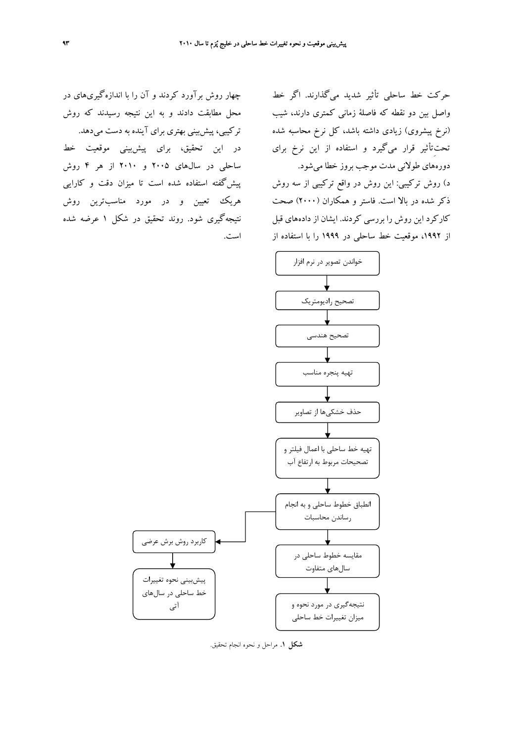حرکت خط ساحلی تأثیر شدید می‌گذارند. اگر خط واصل بین دو نقطه که فاصلۀ زمانی کمتری دارند، شیب (نرخ پیشروی) زیادی داشته باشد، کل نرخ محاسبه شده تحت‌تأثیر قرار می‌گیرد و استفاده از این نرخ برای دوره‌های طولانی مدت موجب بروز خطا می‌شود.

د) روش ترکیبی: این روش در واقع ترکیبی از سه روش ذکر شده در بالا است. فاستر و همکاران (۲۰۰۰) صحت کارکرد این روش را بررسی کردند. ایشان از داده‌های قبل از ۱۹۹۲، موقعیت خط ساحلی در ۱۹۹۹ را با استفاده از چهار روش برآورد کردند و آن را با اندازه‌گیری‌های در محل مطابقت دادند و به این نتیجه رسیدند که روش ترکیبی، پیش‌بینی بهتری برای آینده به دست می‌دهد.

در این تحقیق، برای پیش‌بینی موقعیت خط ساحلی در سال‌های ۲۰۰۵ و ۲۰۱۰ از هر ۴ روش پیش‌گفته استفاده شده است تا میزان دقت و کارایی هریک تعیین و در مورد مناسب‌ترین روش نتیجه‌گیری شود. روند تحقیق در شکل ۱ عرضه شده است.

خواندن تصویر در نرم افزار
↓
تصحیح رادیومتریک
↓
تصحیح هندسی
↓
تهیه پنجره مناسب
↓
حذف خشکی‌ها از تصاویر
↓
تهیه خط ساحلی با اعمال فیلتر و تصحیحات مربوط به ارتفاع آب
↓
انطباق خطوط ساحلی و به انجام رساندن محاسبات
↓
مقایسه خطوط ساحلی در سال‌های متفاوت
↓
نتیجه‌گیری در مورد نحوه و میزان تغییرات خط ساحلی

انطباق خطوط ساحلی و به انجام رساندن محاسبات ← کاربرد روش برش عرضی
↓
پیش‌بینی نحوه تغییرات خط ساحلی در سال‌های آتی

**شکل ۱.** مراحل و نحوه انجام تحقیق.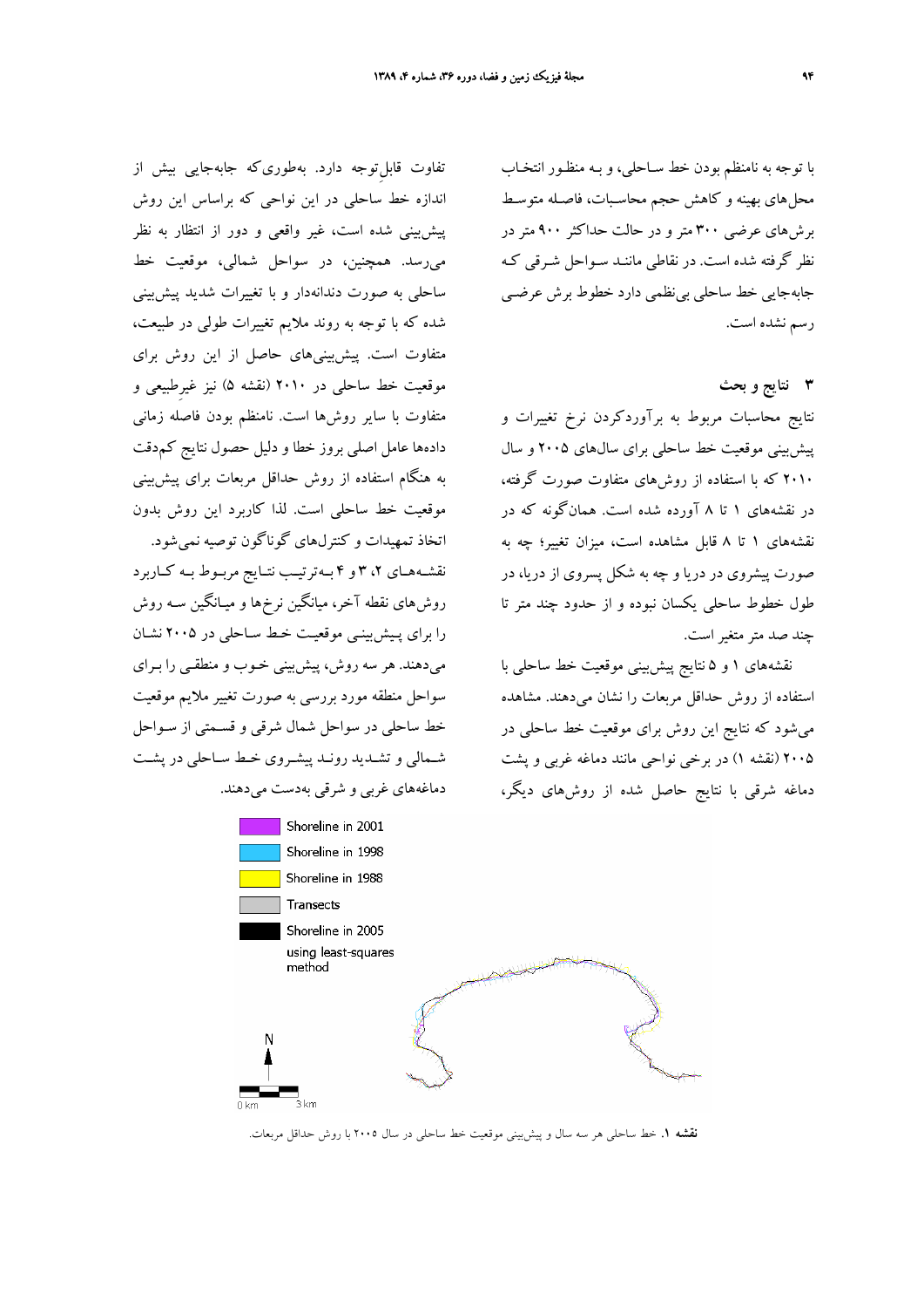با توجه به نامنظم بودن خط ساحلی، و به منظور انتخاب محل‌های بهینه و کاهش حجم محاسبات، فاصله متوسط برش‌های عرضی ۳۰۰ متر و در حالت حداکثر ۹۰۰ متر در نظر گرفته شده است. در نقاطی مانند سواحل شرقی که جابه‌جایی خط ساحلی بی‌نظمی دارد خطوط برش عرضی رسم نشده است.

## ۳ نتایج و بحث

نتایج محاسبات مربوط به برآوردکردن نرخ تغییرات و پیش‌بینی موقعیت خط ساحلی برای سال‌های ۲۰۰۵ و سال ۲۰۱۰ که با استفاده از روش‌های متفاوت صورت گرفته، در نقشه‌های ۱ تا ۸ آورده شده است. همان‌گونه که در نقشه‌های ۱ تا ۸ قابل مشاهده است، میزان تغییر؛ چه به صورت پیشروی در دریا و چه به شکل پسروی از دریا، در طول خطوط ساحلی یکسان نبوده و از حدود چند متر تا چند صد متر متغیر است.

نقشه‌های ۱ و ۵ نتایج پیش‌بینی موقعیت خط ساحلی با استفاده از روش حداقل مربعات را نشان می‌دهند. مشاهده می‌شود که نتایج این روش برای موقعیت خط ساحلی در ۲۰۰۵ (نقشه ۱) در برخی نواحی مانند دماغه غربی و پشت دماغه شرقی با نتایج حاصل شده از روش‌های دیگر، تفاوت قابل‌توجه دارد. به‌طوری‌که جابه‌جایی بیش از اندازه خط ساحلی در این نواحی که براساس این روش پیش‌بینی شده است، غیر واقعی و دور از انتظار به نظر می‌رسد. همچنین، در سواحل شمالی، موقعیت خط ساحلی به صورت دندانه‌دار و با تغییرات شدید پیش‌بینی شده که با توجه به روند ملایم تغییرات طولی در طبیعت، متفاوت است. پیش‌بینی‌های حاصل از این روش برای موقعیت خط ساحلی در ۲۰۱۰ (نقشه ۵) نیز غیرطبیعی و متفاوت با سایر روش‌ها است. نامنظم بودن فاصله زمانی داده‌ها عامل اصلی بروز خطا و دلیل حصول نتایج کم‌دقت به هنگام استفاده از روش حداقل مربعات برای پیش‌بینی موقعیت خط ساحلی است. لذا کاربرد این روش بدون اتخاذ تمهیدات و کنترل‌های گوناگون توصیه نمی‌شود.

نقشه‌های ۲، ۳ و ۴ به‌ترتیب نتایج مربوط به کاربرد روش‌های نقطه آخر، میانگین نرخ‌ها و میانگین سه روش را برای پیش‌بینی موقعیت خط ساحلی در ۲۰۰۵ نشان می‌دهند. هر سه روش، پیش‌بینی خوب و منطقی را برای سواحل منطقه مورد بررسی به صورت تغییر ملایم موقعیت خط ساحلی در سواحل شمال شرقی و قسمتی از سواحل شمالی و تشدید روند پیشروی خط ساحلی در پشت دماغه‌های غربی و شرقی به‌دست می‌دهند.

**نقشه ۱.** خط ساحلی هر سه سال و پیش‌بینی موقعیت خط ساحلی در سال ۲۰۰۵ با روش حداقل مربعات.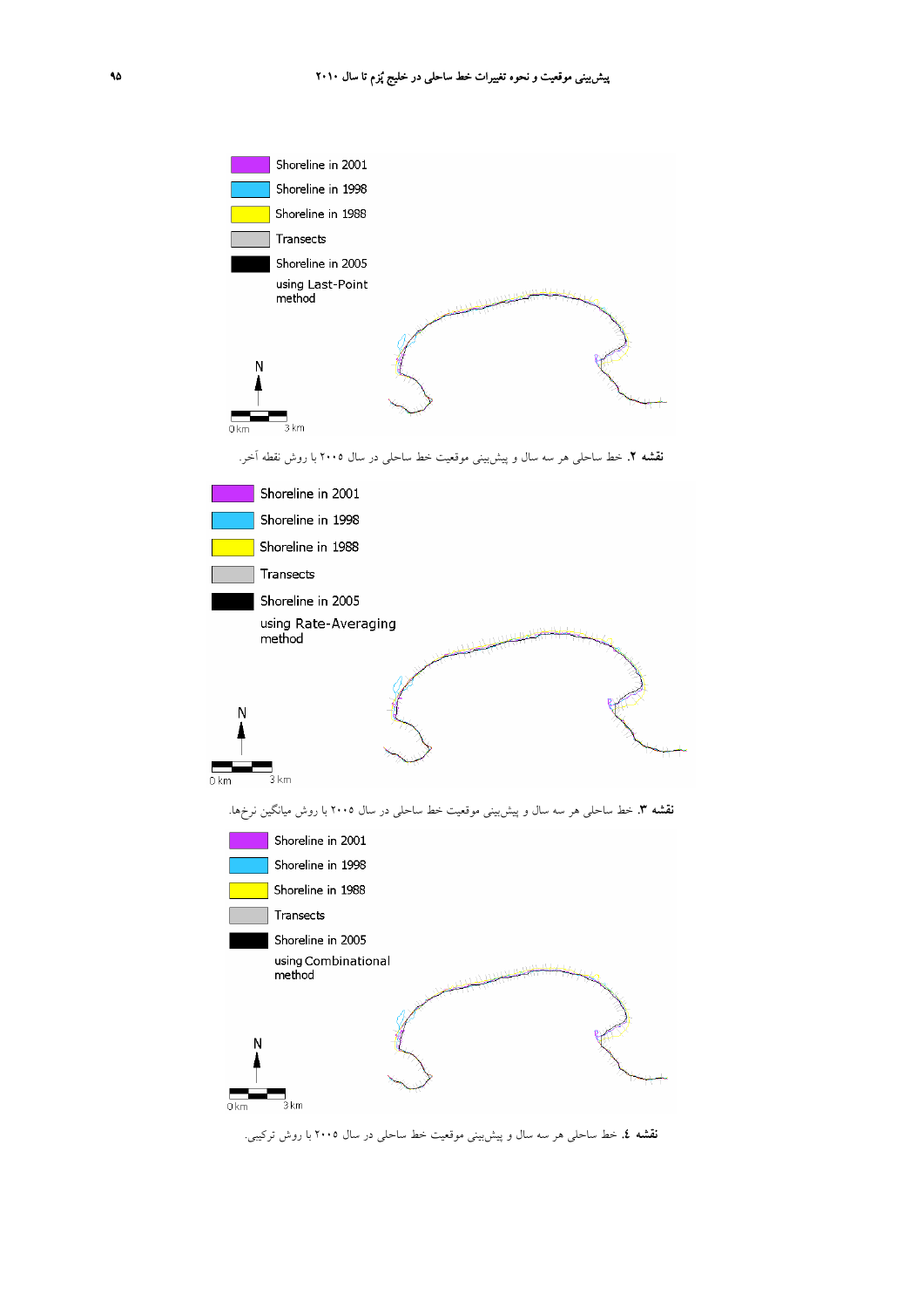Shoreline in 2001
Shoreline in 1998
Shoreline in 1988
Transects
Shoreline in 2005
using Last-Point method

N

0 km 3 km

**نقشه ۲.** خط ساحلی هر سه سال و پیش‌بینی موقعیت خط ساحلی در سال ۲۰۰۵ با روش نقطه آخر.

Shoreline in 2001
Shoreline in 1998
Shoreline in 1988
Transects
Shoreline in 2005
using Rate-Averaging method

N

0 km 3 km

**نقشه ۳.** خط ساحلی هر سه سال و پیش‌بینی موقعیت خط ساحلی در سال ۲۰۰۵ با روش میانگین نرخ‌ها.

Shoreline in 2001
Shoreline in 1998
Shoreline in 1988
Transects
Shoreline in 2005
using Combinational method

N

0 km 3 km

**نقشه ٤.** خط ساحلی هر سه سال و پیش‌بینی موقعیت خط ساحلی در سال ۲۰۰۵ با روش ترکیبی.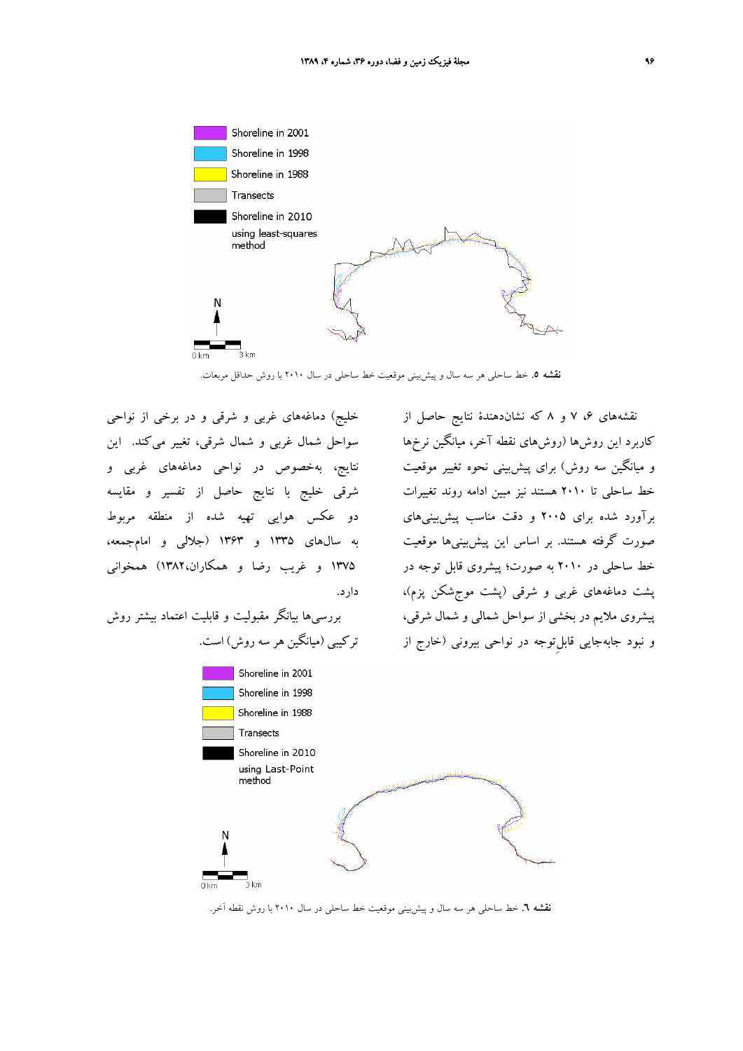Shoreline in 2001

Shoreline in 1998

Shoreline in 1988

Transects

Shoreline in 2010 using least-squares method

N

0 km 3 km

**نقشه ۵.** خط ساحلی هر سه سال و پیش‌بینی موقعیت خط ساحلی در سال ۲۰۱۰ با روش حداقل مربعات.

نقشه‌های ۶، ۷ و ۸ که نشان‌دهندهٔ نتایج حاصل از کاربرد این روش‌ها (روش‌های نقطه آخر، میانگین نرخ‌ها و میانگین سه روش) برای پیش‌بینی نحوه تغییر موقعیت خط ساحلی تا ۲۰۱۰ هستند نیز مبین ادامه روند تغییرات برآورد شده برای ۲۰۰۵ و دقت مناسب پیش‌بینی‌های صورت گرفته هستند. بر اساس این پیش‌بینی‌ها موقعیت خط ساحلی در ۲۰۱۰ به صورت؛ پیشروی قابل توجه در پشت دماغه‌های غربی و شرقی (پشت موج‌شکن پزم)، پیشروی ملایم در بخشی از سواحل شمالی و شمال شرقی، و نبود جابه‌جایی قابلِ‌توجه در نواحی بیرونی (خارج از خلیج) دماغه‌های غربی و شرقی و در برخی از نواحی سواحل شمال غربی و شمال شرقی، تغییر می‌کند. این نتایج، به‌خصوص در نواحی دماغه‌های غربی و شرقی خلیج با نتایج حاصل از تفسیر و مقایسه دو عکس هوایی تهیه شده از منطقه مربوط به سال‌های ۱۳۳۵ و ۱۳۶۳ (جلالی و امام‌جمعه، ۱۳۷۵ و غریب رضا و همکاران،۱۳۸۲) همخوانی دارد.

بررسی‌ها بیانگر مقبولیت و قابلیت اعتماد بیشتر روش ترکیبی (میانگین هر سه روش) است.

Shoreline in 2001

Shoreline in 1998

Shoreline in 1988

Transects

Shoreline in 2010 using Last-Point method

N

0 km 3 km

**نقشه ٦.** خط ساحلی هر سه سال و پیش‌بینی موقعیت خط ساحلی در سال ۲۰۱۰ با روش نقطه آخر.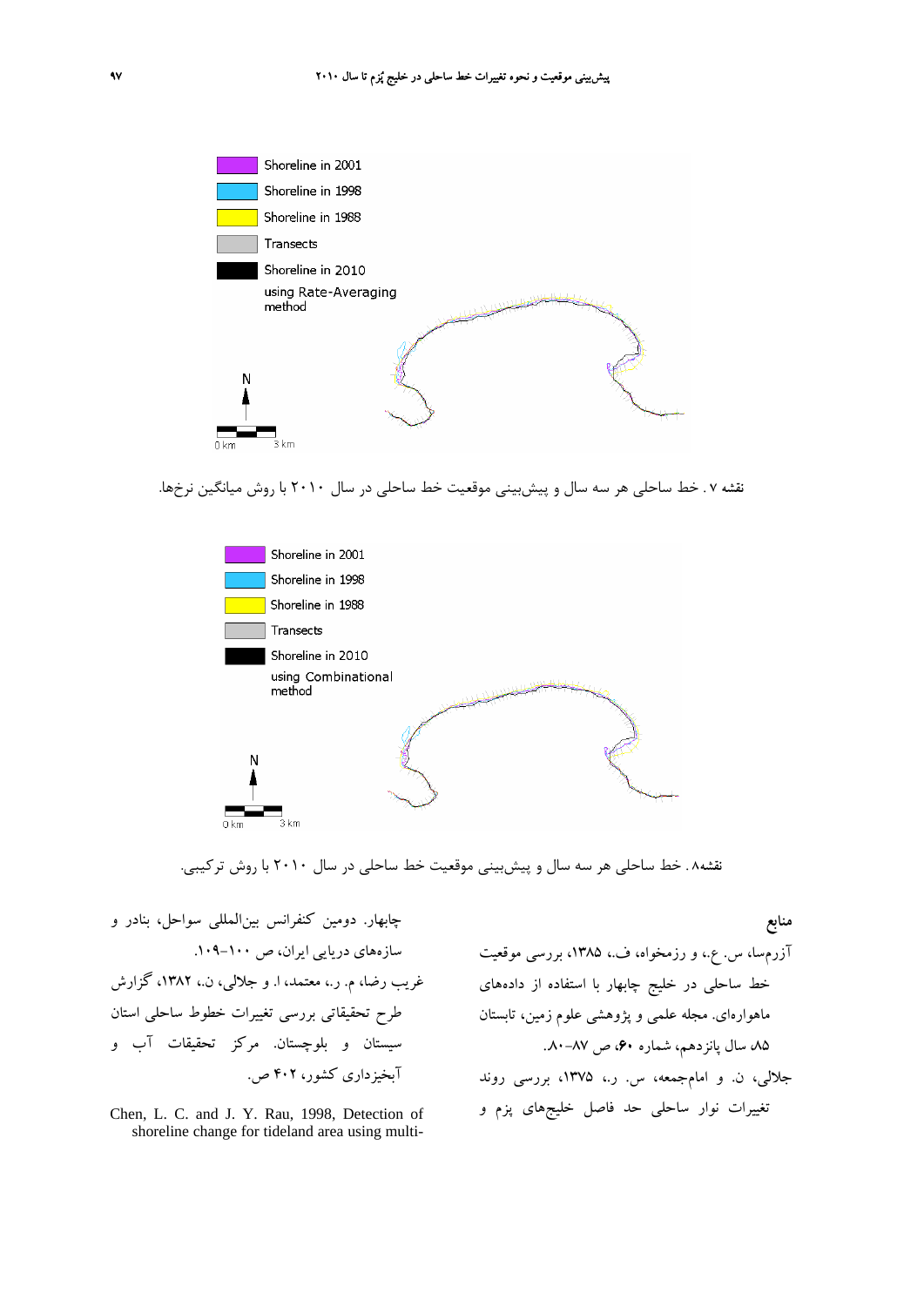Shoreline in 2001

Shoreline in 1998

Shoreline in 1988

Transects

Shoreline in 2010 using Rate-Averaging method

نقشه ۷. خط ساحلی هر سه سال و پیش‌بینی موقعیت خط ساحلی در سال ۲۰۱۰ با روش میانگین نرخها.

Shoreline in 2001

Shoreline in 1998

Shoreline in 1988

Transects

Shoreline in 2010 using Combinational method

نقشه۸. خط ساحلی هر سه سال و پیش‌بینی موقعیت خط ساحلی در سال ۲۰۱۰ با روش ترکیبی.

**منابع**

آزرم‌سا، س. ع.، و رزمخواه، ف.، ۱۳۸۵، بررسی موقعیت خط ساحلی در خلیج چابهار با استفاده از داده‌های ماهواره‌ای. مجله علمی و پژوهشی علوم زمین، تابستان ۸۵ سال پانزدهم، شماره ۶۰، ص ۸۷-۸۰.

جلالی، ن. و امام‌جمعه، س. ر.، ۱۳۷۵، بررسی روند تغییرات نوار ساحلی حد فاصل خلیج‌های پزم و چابهار. دومین کنفرانس بین‌المللی سواحل، بنادر و سازه‌های دریایی ایران، ص ۱۰۰-۱۰۹.

غریب رضا، م. ر.، معتمد، ا. و جلالی، ن.، ۱۳۸۲، گزارش طرح تحقیقاتی بررسی تغییرات خطوط ساحلی استان سیستان و بلوچستان. مرکز تحقیقات آب و آبخیزداری کشور، ۴۰۲ ص.

Chen, L. C. and J. Y. Rau, 1998, Detection of shoreline change for tideland area using multi-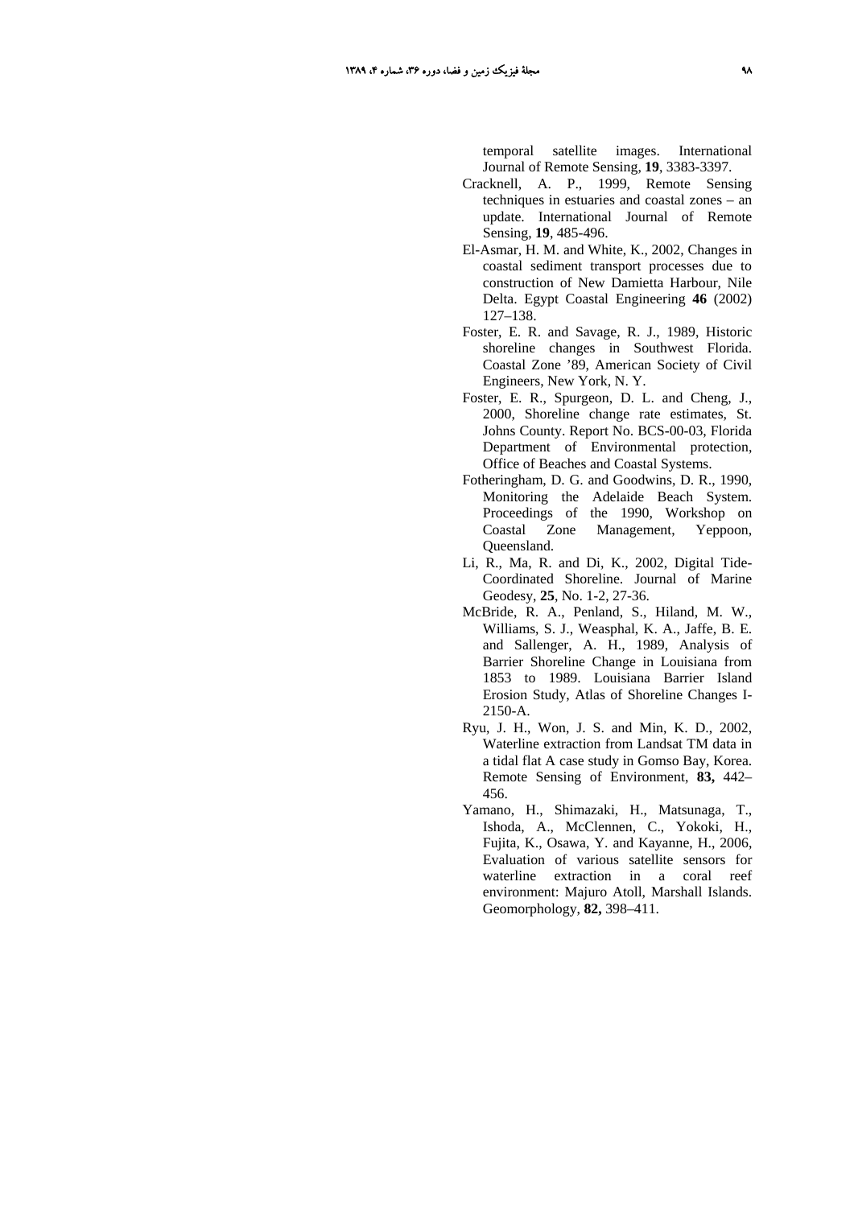temporal satellite images. International Journal of Remote Sensing, **19**, 3383-3397.

Cracknell, A. P., 1999, Remote Sensing techniques in estuaries and coastal zones – an update. International Journal of Remote Sensing, **19**, 485-496.

El-Asmar, H. M. and White, K., 2002, Changes in coastal sediment transport processes due to construction of New Damietta Harbour, Nile Delta. Egypt Coastal Engineering **46** (2002) 127–138.

Foster, E. R. and Savage, R. J., 1989, Historic shoreline changes in Southwest Florida. Coastal Zone '89, American Society of Civil Engineers, New York, N. Y.

Foster, E. R., Spurgeon, D. L. and Cheng, J., 2000, Shoreline change rate estimates, St. Johns County. Report No. BCS-00-03, Florida Department of Environmental protection, Office of Beaches and Coastal Systems.

Fotheringham, D. G. and Goodwins, D. R., 1990, Monitoring the Adelaide Beach System. Proceedings of the 1990, Workshop on Coastal Zone Management, Yeppoon, Queensland.

Li, R., Ma, R. and Di, K., 2002, Digital Tide-Coordinated Shoreline. Journal of Marine Geodesy, **25**, No. 1-2, 27-36.

McBride, R. A., Penland, S., Hiland, M. W., Williams, S. J., Weasphal, K. A., Jaffe, B. E. and Sallenger, A. H., 1989, Analysis of Barrier Shoreline Change in Louisiana from 1853 to 1989. Louisiana Barrier Island Erosion Study, Atlas of Shoreline Changes I-2150-A.

Ryu, J. H., Won, J. S. and Min, K. D., 2002, Waterline extraction from Landsat TM data in a tidal flat A case study in Gomso Bay, Korea. Remote Sensing of Environment, **83,** 442–456.

Yamano, H., Shimazaki, H., Matsunaga, T., Ishoda, A., McClennen, C., Yokoki, H., Fujita, K., Osawa, Y. and Kayanne, H., 2006, Evaluation of various satellite sensors for waterline extraction in a coral reef environment: Majuro Atoll, Marshall Islands. Geomorphology, **82,** 398–411.